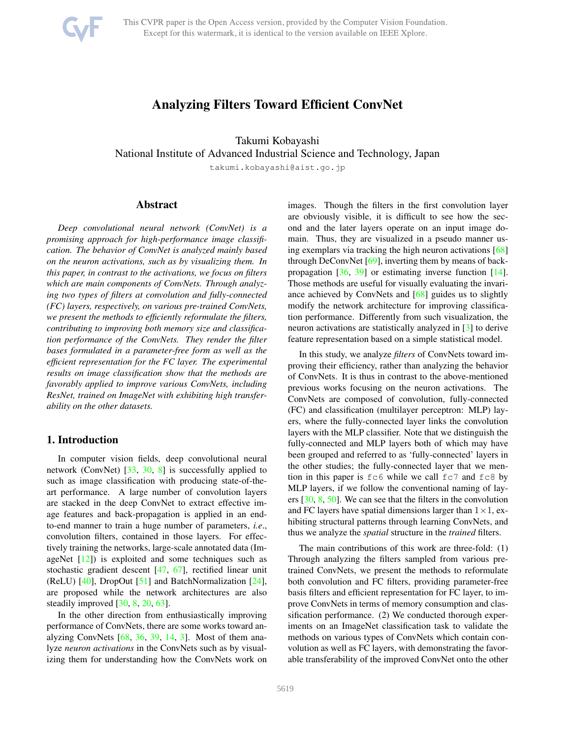# Analyzing Filters Toward Efficient ConvNet

Takumi Kobayashi
National Institute of Advanced Industrial Science and Technology, Japan
takumi.kobayashi@aist.go.jp

## Abstract

*Deep convolutional neural network (ConvNet) is a promising approach for high-performance image classification. The behavior of ConvNet is analyzed mainly based on the neuron activations, such as by visualizing them. In this paper, in contrast to the activations, we focus on filters which are main components of ConvNets. Through analyzing two types of filters at convolution and fully-connected (FC) layers, respectively, on various pre-trained ConvNets, we present the methods to efficiently reformulate the filters, contributing to improving both memory size and classification performance of the ConvNets. They render the filter bases formulated in a parameter-free form as well as the efficient representation for the FC layer. The experimental results on image classification show that the methods are favorably applied to improve various ConvNets, including ResNet, trained on ImageNet with exhibiting high transferability on the other datasets.*

## 1. Introduction

In computer vision fields, deep convolutional neural network (ConvNet) [33, 30, 8] is successfully applied to such as image classification with producing state-of-the-art performance. A large number of convolution layers are stacked in the deep ConvNet to extract effective image features and back-propagation is applied in an end-to-end manner to train a huge number of parameters, *i.e.*, convolution filters, contained in those layers. For effectively training the networks, large-scale annotated data (ImageNet [12]) is exploited and some techniques such as stochastic gradient descent [47, 67], rectified linear unit (ReLU) [40], DropOut [51] and BatchNormalization [24], are proposed while the network architectures are also steadily improved [30, 8, 20, 63].

In the other direction from enthusiastically improving performance of ConvNets, there are some works toward analyzing ConvNets [68, 36, 39, 14, 3]. Most of them analyze *neuron activations* in the ConvNets such as by visualizing them for understanding how the ConvNets work on images. Though the filters in the first convolution layer are obviously visible, it is difficult to see how the second and the later layers operate on an input image domain. Thus, they are visualized in a pseudo manner using exemplars via tracking the high neuron activations [68] through DeConvNet [69], inverting them by means of back-propagation [36, 39] or estimating inverse function [14]. Those methods are useful for visually evaluating the invariance achieved by ConvNets and [68] guides us to slightly modify the network architecture for improving classification performance. Differently from such visualization, the neuron activations are statistically analyzed in [3] to derive feature representation based on a simple statistical model.

In this study, we analyze *filters* of ConvNets toward improving their efficiency, rather than analyzing the behavior of ConvNets. It is thus in contrast to the above-mentioned previous works focusing on the neuron activations. The ConvNets are composed of convolution, fully-connected (FC) and classification (multilayer perceptron: MLP) layers, where the fully-connected layer links the convolution layers with the MLP classifier. Note that we distinguish the fully-connected and MLP layers both of which may have been grouped and referred to as 'fully-connected' layers in the other studies; the fully-connected layer that we mention in this paper is `fc6` while we call `fc7` and `fc8` by MLP layers, if we follow the conventional naming of layers [30, 8, 50]. We can see that the filters in the convolution and FC layers have spatial dimensions larger than $1\times 1$, exhibiting structural patterns through learning ConvNets, and thus we analyze the *spatial* structure in the *trained* filters.

The main contributions of this work are three-fold: (1) Through analyzing the filters sampled from various pre-trained ConvNets, we present the methods to reformulate both convolution and FC filters, providing parameter-free basis filters and efficient representation for FC layer, to improve ConvNets in terms of memory consumption and classification performance. (2) We conducted thorough experiments on an ImageNet classification task to validate the methods on various types of ConvNets which contain convolution as well as FC layers, with demonstrating the favorable transferability of the improved ConvNet onto the other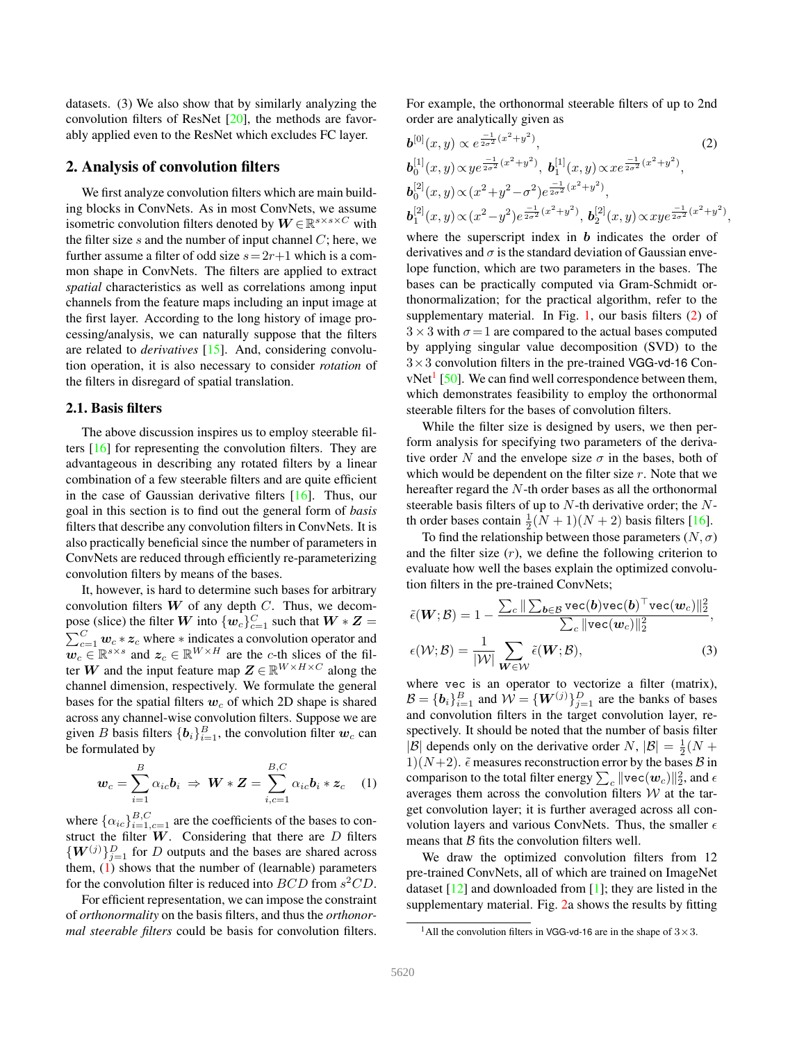datasets. (3) We also show that by similarly analyzing the convolution filters of ResNet [20], the methods are favorably applied even to the ResNet which excludes FC layer.

## 2. Analysis of convolution filters

We first analyze convolution filters which are main building blocks in ConvNets. As in most ConvNets, we assume isometric convolution filters denoted by $\boldsymbol{W} \in \mathbb{R}^{s \times s \times C}$ with the filter size $s$ and the number of input channel $C$; here, we further assume a filter of odd size $s = 2r+1$ which is a common shape in ConvNets. The filters are applied to extract *spatial* characteristics as well as correlations among input channels from the feature maps including an input image at the first layer. According to the long history of image processing/analysis, we can naturally suppose that the filters are related to *derivatives* [15]. And, considering convolution operation, it is also necessary to consider *rotation* of the filters in disregard of spatial translation.

### 2.1. Basis filters

The above discussion inspires us to employ steerable filters [16] for representing the convolution filters. They are advantageous in describing any rotated filters by a linear combination of a few steerable filters and are quite efficient in the case of Gaussian derivative filters [16]. Thus, our goal in this section is to find out the general form of *basis* filters that describe any convolution filters in ConvNets. It is also practically beneficial since the number of parameters in ConvNets are reduced through efficiently re-parameterizing convolution filters by means of the bases.

It, however, is hard to determine such bases for arbitrary convolution filters $\boldsymbol{W}$ of any depth $C$. Thus, we decompose (slice) the filter $\boldsymbol{W}$ into $\{\boldsymbol{w}_c\}_{c=1}^{C}$ such that $\boldsymbol{W} * \boldsymbol{Z} = \sum_{c=1}^{C} \boldsymbol{w}_c * \boldsymbol{z}_c$ where $*$ indicates a convolution operator and $\boldsymbol{w}_c \in \mathbb{R}^{s \times s}$ and $\boldsymbol{z}_c \in \mathbb{R}^{W \times H}$ are the $c$-th slices of the filter $\boldsymbol{W}$ and the input feature map $\boldsymbol{Z} \in \mathbb{R}^{W \times H \times C}$ along the channel dimension, respectively. We formulate the general bases for the spatial filters $\boldsymbol{w}_c$ of which 2D shape is shared across any channel-wise convolution filters. Suppose we are given $B$ basis filters $\{\boldsymbol{b}_i\}_{i=1}^{B}$, the convolution filter $\boldsymbol{w}_c$ can be formulated by

$$\boldsymbol{w}_c = \sum_{i=1}^{B} \alpha_{ic} \boldsymbol{b}_i \;\Rightarrow\; \boldsymbol{W} * \boldsymbol{Z} = \sum_{i,c=1}^{B,C} \alpha_{ic} \boldsymbol{b}_i * \boldsymbol{z}_c \quad (1)$$

where $\{\alpha_{ic}\}_{i=1,c=1}^{B,C}$ are the coefficients of the bases to construct the filter $\boldsymbol{W}$. Considering that there are $D$ filters $\{\boldsymbol{W}^{(j)}\}_{j=1}^{D}$ for $D$ outputs and the bases are shared across them, (1) shows that the number of (learnable) parameters for the convolution filter is reduced into $BCD$ from $s^2CD$.

For efficient representation, we can impose the constraint of *orthonormality* on the basis filters, and thus the *orthonormal steerable filters* could be basis for convolution filters. For example, the orthonormal steerable filters of up to 2nd order are analytically given as

$$\begin{aligned}
&\boldsymbol{b}^{[0]}(x,y) \propto e^{\frac{-1}{2\sigma^2}(x^2+y^2)}, \quad (2)\\
&\boldsymbol{b}_0^{[1]}(x,y) \propto y e^{\frac{-1}{2\sigma^2}(x^2+y^2)},\; \boldsymbol{b}_1^{[1]}(x,y) \propto x e^{\frac{-1}{2\sigma^2}(x^2+y^2)},\\
&\boldsymbol{b}_0^{[2]}(x,y) \propto (x^2+y^2-\sigma^2) e^{\frac{-1}{2\sigma^2}(x^2+y^2)},\\
&\boldsymbol{b}_1^{[2]}(x,y) \propto (x^2-y^2) e^{\frac{-1}{2\sigma^2}(x^2+y^2)},\; \boldsymbol{b}_2^{[2]}(x,y) \propto xy e^{\frac{-1}{2\sigma^2}(x^2+y^2)},
\end{aligned}$$

where the superscript index in $\boldsymbol{b}$ indicates the order of derivatives and $\sigma$ is the standard deviation of Gaussian envelope function, which are two parameters in the bases. The bases can be practically computed via Gram-Schmidt orthonormalization; for the practical algorithm, refer to the supplementary material. In Fig. 1, our basis filters (2) of $3 \times 3$ with $\sigma = 1$ are compared to the actual bases computed by applying singular value decomposition (SVD) to the $3 \times 3$ convolution filters in the pre-trained VGG-vd-16 ConvNet[1] [50]. We can find well correspondence between them, which demonstrates feasibility to employ the orthonormal steerable filters for the bases of convolution filters.

While the filter size is designed by users, we then perform analysis for specifying two parameters of the derivative order $N$ and the envelope size $\sigma$ in the bases, both of which would be dependent on the filter size $r$. Note that we hereafter regard the $N$-th order bases as all the orthonormal steerable basis filters of up to $N$-th derivative order; the $N$-th order bases contain $\frac{1}{2}(N+1)(N+2)$ basis filters [16].

To find the relationship between those parameters $(N, \sigma)$ and the filter size $(r)$, we define the following criterion to evaluate how well the bases explain the optimized convolution filters in the pre-trained ConvNets;

$$\begin{aligned}
\tilde{\epsilon}(\boldsymbol{W}; \mathcal{B}) &= 1 - \frac{\sum_c \|\sum_{\boldsymbol{b} \in \mathcal{B}} \texttt{vec}(\boldsymbol{b})\texttt{vec}(\boldsymbol{b})^\top \texttt{vec}(\boldsymbol{w}_c)\|_2^2}{\sum_c \|\texttt{vec}(\boldsymbol{w}_c)\|_2^2},\\
\epsilon(\mathcal{W}; \mathcal{B}) &= \frac{1}{|\mathcal{W}|} \sum_{\boldsymbol{W} \in \mathcal{W}} \tilde{\epsilon}(\boldsymbol{W}; \mathcal{B}), \quad (3)
\end{aligned}$$

where vec is an operator to vectorize a filter (matrix), $\mathcal{B} = \{\boldsymbol{b}_i\}_{i=1}^{B}$ and $\mathcal{W} = \{\boldsymbol{W}^{(j)}\}_{j=1}^{D}$ are the banks of bases and convolution filters in the target convolution layer, respectively. It should be noted that the number of basis filter $|\mathcal{B}|$ depends only on the derivative order $N$, $|\mathcal{B}| = \frac{1}{2}(N+1)(N+2)$. $\tilde{\epsilon}$ measures reconstruction error by the bases $\mathcal{B}$ in comparison to the total filter energy $\sum_c \|\texttt{vec}(\boldsymbol{w}_c)\|_2^2$, and $\epsilon$ averages them across the convolution filters $\mathcal{W}$ at the target convolution layer; it is further averaged across all convolution layers and various ConvNets. Thus, the smaller $\epsilon$ means that $\mathcal{B}$ fits the convolution filters well.

We draw the optimized convolution filters from 12 pre-trained ConvNets, all of which are trained on ImageNet dataset [12] and downloaded from [1]; they are listed in the supplementary material. Fig. 2a shows the results by fitting

[1] All the convolution filters in VGG-vd-16 are in the shape of $3 \times 3$.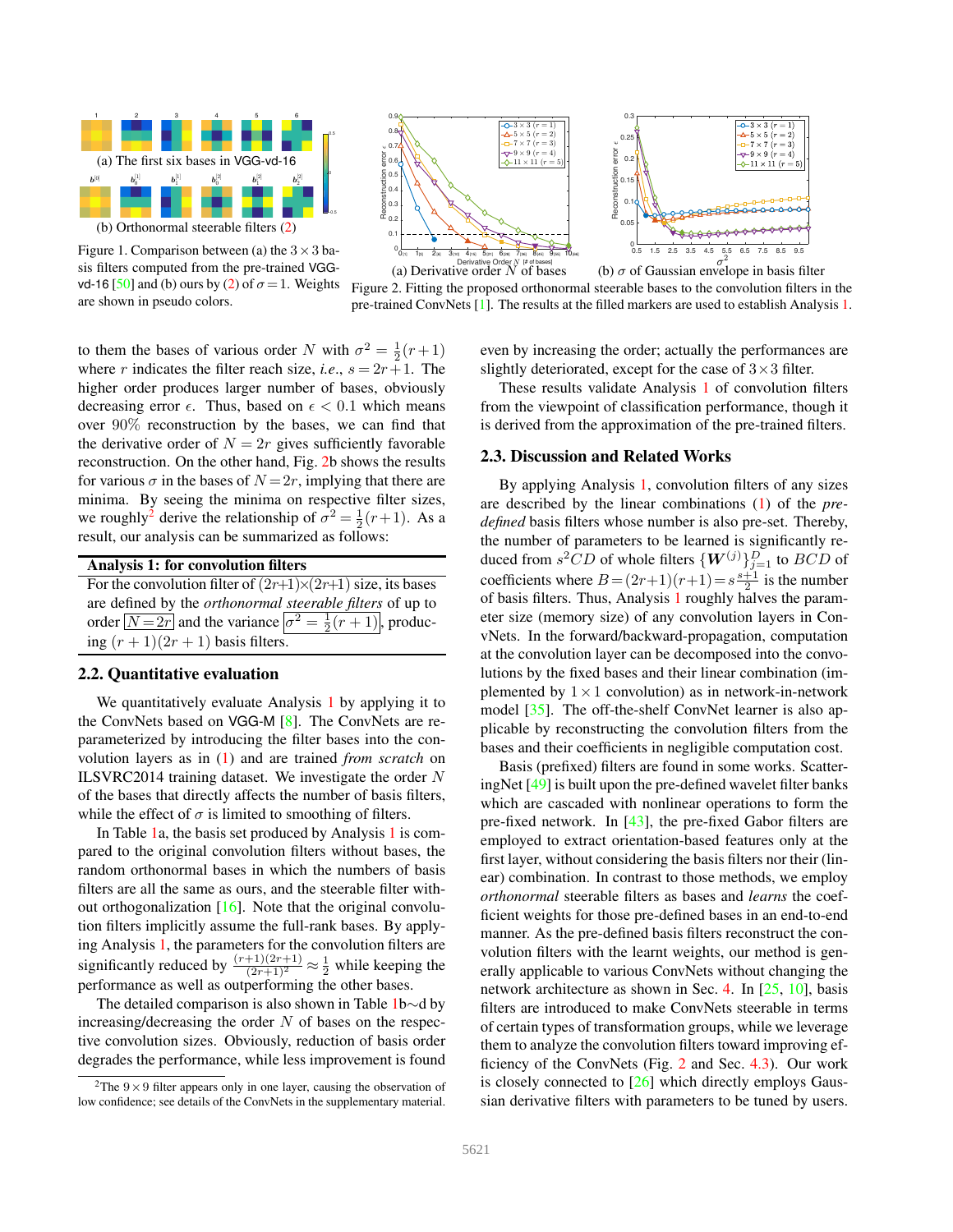(a) The first six bases in VGG-vd-16

(b) Orthonormal steerable filters (2)

Figure 1. Comparison between (a) the $3 \times 3$ basis filters computed from the pre-trained VGG-vd-16 [50] and (b) ours by (2) of $\sigma = 1$. Weights are shown in pseudo colors.

(a) Derivative order $N$ of bases (b) $\sigma$ of Gaussian envelope in basis filter

Figure 2. Fitting the proposed orthonormal steerable bases to the convolution filters in the pre-trained ConvNets [1]. The results at the filled markers are used to establish Analysis 1.

to them the bases of various order $N$ with $\sigma^2 = \frac{1}{2}(r+1)$ where $r$ indicates the filter reach size, *i.e.*, $s = 2r+1$. The higher order produces larger number of bases, obviously decreasing error $\epsilon$. Thus, based on $\epsilon < 0.1$ which means over 90% reconstruction by the bases, we can find that the derivative order of $N = 2r$ gives sufficiently favorable reconstruction. On the other hand, Fig. 2b shows the results for various $\sigma$ in the bases of $N = 2r$, implying that there are minima. By seeing the minima on respective filter sizes, we roughly[2] derive the relationship of $\sigma^2 = \frac{1}{2}(r+1)$. As a result, our analysis can be summarized as follows:

**Analysis 1: for convolution filters**

For the convolution filter of $(2r+1)\times(2r+1)$ size, its bases are defined by the *orthonormal steerable filters* of up to order $\boxed{N = 2r}$ and the variance $\boxed{\sigma^2 = \frac{1}{2}(r+1)}$, producing $(r+1)(2r+1)$ basis filters.

## 2.2. Quantitative evaluation

We quantitatively evaluate Analysis 1 by applying it to the ConvNets based on VGG-M [8]. The ConvNets are re-parameterized by introducing the filter bases into the convolution layers as in (1) and are trained *from scratch* on ILSVRC2014 training dataset. We investigate the order $N$ of the bases that directly affects the number of basis filters, while the effect of $\sigma$ is limited to smoothing of filters.

In Table 1a, the basis set produced by Analysis 1 is compared to the original convolution filters without bases, the random orthonormal bases in which the numbers of basis filters are all the same as ours, and the steerable filter without orthogonalization [16]. Note that the original convolution filters implicitly assume the full-rank bases. By applying Analysis 1, the parameters for the convolution filters are significantly reduced by $\frac{(r+1)(2r+1)}{(2r+1)^2} \approx \frac{1}{2}$ while keeping the performance as well as outperforming the other bases.

The detailed comparison is also shown in Table 1b$\sim$d by increasing/decreasing the order $N$ of bases on the respective convolution sizes. Obviously, reduction of basis order degrades the performance, while less improvement is found even by increasing the order; actually the performances are slightly deteriorated, except for the case of $3 \times 3$ filter.

These results validate Analysis 1 of convolution filters from the viewpoint of classification performance, though it is derived from the approximation of the pre-trained filters.

[2] The $9 \times 9$ filter appears only in one layer, causing the observation of low confidence; see details of the ConvNets in the supplementary material.

## 2.3. Discussion and Related Works

By applying Analysis 1, convolution filters of any sizes are described by the linear combinations (1) of the *pre-defined* basis filters whose number is also pre-set. Thereby, the number of parameters to be learned is significantly reduced from $s^2CD$ of whole filters $\{\boldsymbol{W}^{(j)}\}_{j=1}^{D}$ to $BCD$ of coefficients where $B = (2r+1)(r+1) = s\frac{s+1}{2}$ is the number of basis filters. Thus, Analysis 1 roughly halves the parameter size (memory size) of any convolution layers in ConvNets. In the forward/backward-propagation, computation at the convolution layer can be decomposed into the convolutions by the fixed bases and their linear combination (implemented by $1 \times 1$ convolution) as in network-in-network model [35]. The off-the-shelf ConvNet learner is also applicable by reconstructing the convolution filters from the bases and their coefficients in negligible computation cost.

Basis (prefixed) filters are found in some works. ScatteringNet [49] is built upon the pre-defined wavelet filter banks which are cascaded with nonlinear operations to form the pre-fixed network. In [43], the pre-fixed Gabor filters are employed to extract orientation-based features only at the first layer, without considering the basis filters nor their (linear) combination. In contrast to those methods, we employ *orthonormal* steerable filters as bases and *learns* the coefficient weights for those pre-defined bases in an end-to-end manner. As the pre-defined basis filters reconstruct the convolution filters with the learnt weights, our method is generally applicable to various ConvNets without changing the network architecture as shown in Sec. 4. In [25, 10], basis filters are introduced to make ConvNets steerable in terms of certain types of transformation groups, while we leverage them to analyze the convolution filters toward improving efficiency of the ConvNets (Fig. 2 and Sec. 4.3). Our work is closely connected to [26] which directly employs Gaussian derivative filters with parameters to be tuned by users.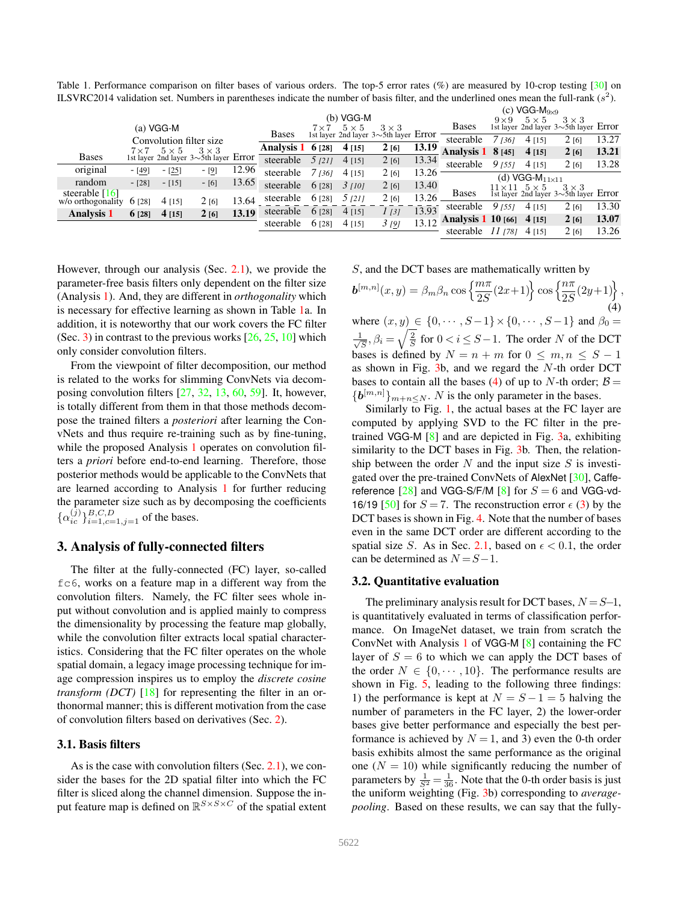Table 1. Performance comparison on filter bases of various orders. The top-5 error rates (%) are measured by 10-crop testing [30] on ILSVRC2014 validation set. Numbers in parentheses indicate the number of basis filter, and the underlined ones mean the full-rank ($s^2$).

(a) VGG-M

| Bases | 7×7 1st layer | 5×5 2nd layer | 3×3 3∼5th layer | Error |
|---|---|---|---|---|
| original | - [49] | - [25] | - [9] | 12.96 |
| random | - [28] | - [15] | - [6] | 13.65 |
| steerable [16] w/o orthogonality | 6 [28] | 4 [15] | 2 [6] | 13.64 |
| **Analysis 1** | **6 [28]** | **4 [15]** | **2 [6]** | **13.19** |

(b) VGG-M

| Bases | 7×7 1st layer | 5×5 2nd layer | 3×3 3∼5th layer | Error |
|---|---|---|---|---|
| **Analysis 1** | **6 [28]** | **4 [15]** | **2 [6]** | **13.19** |
| steerable | *5 [21]* | 4 [15] | 2 [6] | 13.34 |
| steerable | *7 [36]* | 4 [15] | 2 [6] | 13.26 |
| steerable | 6 [28] | *3 [10]* | 2 [6] | 13.40 |
| steerable | 6 [28] | *5 [21]* | 2 [6] | 13.26 |
| steerable | 6 [28] | 4 [15] | *1 [3]* | 13.93 |
| steerable | 6 [28] | 4 [15] | *3 [9]* | 13.12 |

(c) VGG-M$_{9\times9}$

| Bases | 9×9 1st layer | 5×5 2nd layer | 3×3 3∼5th layer | Error |
|---|---|---|---|---|
| steerable | *7 [36]* | 4 [15] | 2 [6] | 13.27 |
| **Analysis 1** | **8 [45]** | **4 [15]** | **2 [6]** | **13.21** |
| steerable | *9 [55]* | 4 [15] | 2 [6] | 13.28 |

(d) VGG-M$_{11\times11}$

| Bases | 11×11 1st layer | 5×5 2nd layer | 3×3 3∼5th layer | Error |
|---|---|---|---|---|
| steerable | *9 [55]* | 4 [15] | 2 [6] | 13.30 |
| **Analysis 1** | **10 [66]** | **4 [15]** | **2 [6]** | **13.07** |
| steerable | *11 [78]* | 4 [15] | 2 [6] | 13.26 |

However, through our analysis (Sec. 2.1), we provide the parameter-free basis filters only dependent on the filter size (Analysis 1). And, they are different in *orthogonality* which is necessary for effective learning as shown in Table 1a. In addition, it is noteworthy that our work covers the FC filter (Sec. 3) in contrast to the previous works [26, 25, 10] which only consider convolution filters.

From the viewpoint of filter decomposition, our method is related to the works for slimming ConvNets via decomposing convolution filters [27, 32, 13, 60, 59]. It, however, is totally different from that those methods decompose the trained filters a *posteriori* after learning the ConvNets and thus require re-training such as by fine-tuning, while the proposed Analysis 1 operates on convolution filters a *priori* before end-to-end learning. Therefore, those posterior methods would be applicable to the ConvNets that are learned according to Analysis 1 for further reducing the parameter size such as by decomposing the coefficients $\{\alpha_{ic}^{(j)}\}_{i=1,c=1,j=1}^{B,C,D}$ of the bases.

## 3. Analysis of fully-connected filters

The filter at the fully-connected (FC) layer, so-called `fc6`, works on a feature map in a different way from the convolution filters. Namely, the FC filter sees whole input without convolution and is applied mainly to compress the dimensionality by processing the feature map globally, while the convolution filter extracts local spatial characteristics. Considering that the FC filter operates on the whole spatial domain, a legacy image processing technique for image compression inspires us to employ the *discrete cosine transform (DCT)* [18] for representing the filter in an orthonormal manner; this is different motivation from the case of convolution filters based on derivatives (Sec. 2).

### 3.1. Basis filters

As is the case with convolution filters (Sec. 2.1), we consider the bases for the 2D spatial filter into which the FC filter is sliced along the channel dimension. Suppose the input feature map is defined on $\mathbb{R}^{S\times S\times C}$ of the spatial extent $S$, and the DCT bases are mathematically written by

$$\boldsymbol{b}^{[m,n]}(x,y)=\beta_m\beta_n\cos\left\{\frac{m\pi}{2S}(2x+1)\right\}\cos\left\{\frac{n\pi}{2S}(2y+1)\right\}, \tag{4}$$

where $(x,y)\in\{0,\cdots,S-1\}\times\{0,\cdots,S-1\}$ and $\beta_0=\frac{1}{\sqrt{S}}, \beta_i=\sqrt{\frac{2}{S}}$ for $0<i\leq S-1$. The order $N$ of the DCT bases is defined by $N=n+m$ for $0\leq m,n\leq S-1$ as shown in Fig. 3b, and we regard the $N$-th order DCT bases to contain all the bases (4) of up to $N$-th order; $\mathcal{B}=\{\boldsymbol{b}^{[m,n]}\}_{m+n\leq N}$. $N$ is the only parameter in the bases.

Similarly to Fig. 1, the actual bases at the FC layer are computed by applying SVD to the FC filter in the pre-trained VGG-M [8] and are depicted in Fig. 3a, exhibiting similarity to the DCT bases in Fig. 3b. Then, the relationship between the order $N$ and the input size $S$ is investigated over the pre-trained ConvNets of AlexNet [30], Caffe-reference [28] and VGG-S/F/M [8] for $S=6$ and VGG-vd-16/19 [50] for $S=7$. The reconstruction error $\epsilon$ (3) by the DCT bases is shown in Fig. 4. Note that the number of bases even in the same DCT order are different according to the spatial size $S$. As in Sec. 2.1, based on $\epsilon<0.1$, the order can be determined as $N=S-1$.

### 3.2. Quantitative evaluation

The preliminary analysis result for DCT bases, $N=S$–1, is quantitatively evaluated in terms of classification performance. On ImageNet dataset, we train from scratch the ConvNet with Analysis 1 of VGG-M [8] containing the FC layer of $S=6$ to which we can apply the DCT bases of the order $N\in\{0,\cdots,10\}$. The performance results are shown in Fig. 5, leading to the following three findings: 1) the performance is kept at $N=S-1=5$ halving the number of parameters in the FC layer, 2) the lower-order bases give better performance and especially the best performance is achieved by $N=1$, and 3) even the 0-th order basis exhibits almost the same performance as the original one ($N=10$) while significantly reducing the number of parameters by $\frac{1}{S^2}=\frac{1}{36}$. Note that the 0-th order basis is just the uniform weighting (Fig. 3b) corresponding to *average-pooling*. Based on these results, we can say that the fully-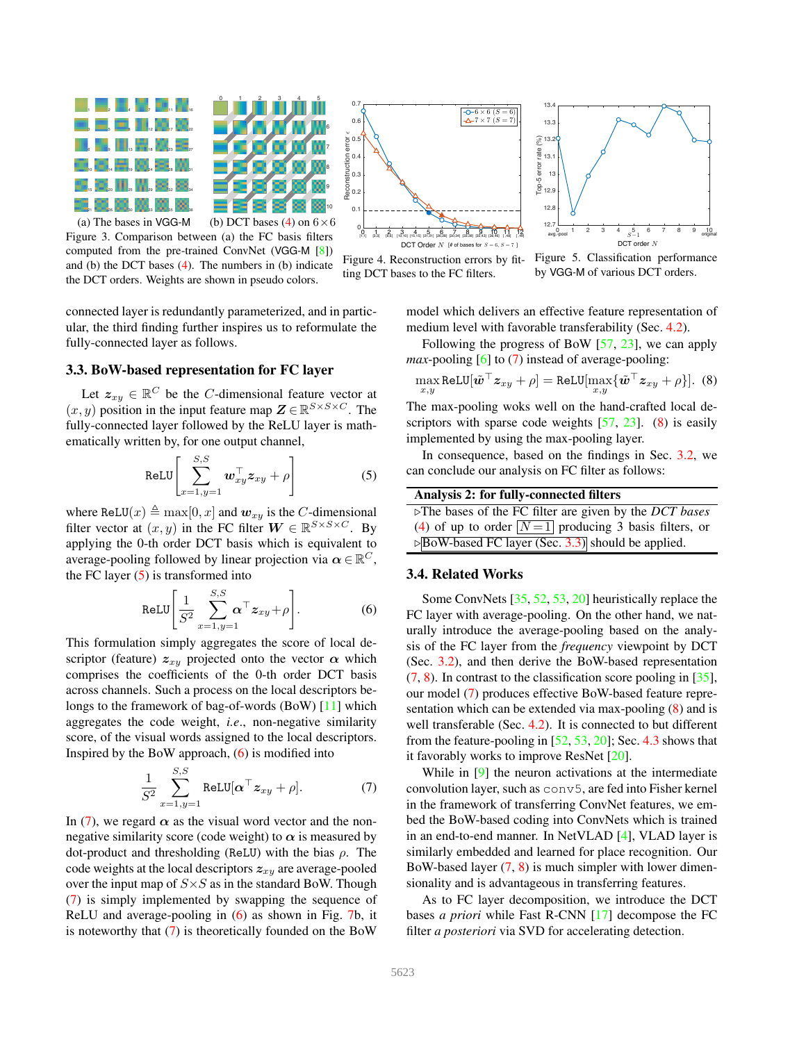(a) The bases in VGG-M (b) DCT bases (4) on 6×6

Figure 3. Comparison between (a) the FC basis filters computed from the pre-trained ConvNet (VGG-M [8]) and (b) the DCT bases (4). The numbers in (b) indicate the DCT orders. Weights are shown in pseudo colors.

Figure 4. Reconstruction errors by fitting DCT bases to the FC filters.

Figure 5. Classification performance by VGG-M of various DCT orders.

connected layer is redundantly parameterized, and in particular, the third finding further inspires us to reformulate the fully-connected layer as follows.

### 3.3. BoW-based representation for FC layer

Let $\boldsymbol{z}_{xy} \in \mathbb{R}^C$ be the $C$-dimensional feature vector at $(x, y)$ position in the input feature map $\boldsymbol{Z} \in \mathbb{R}^{S\times S\times C}$. The fully-connected layer followed by the ReLU layer is mathematically written by, for one output channel,

$$\mathtt{ReLU}\left[\sum_{x=1,y=1}^{S,S} \boldsymbol{w}_{xy}^\top \boldsymbol{z}_{xy} + \rho\right] \tag{5}$$

where $\mathtt{ReLU}(x) \triangleq \max[0, x]$ and $\boldsymbol{w}_{xy}$ is the $C$-dimensional filter vector at $(x, y)$ in the FC filter $\boldsymbol{W} \in \mathbb{R}^{S\times S\times C}$. By applying the 0-th order DCT basis which is equivalent to average-pooling followed by linear projection via $\boldsymbol{\alpha} \in \mathbb{R}^C$, the FC layer (5) is transformed into

$$\mathtt{ReLU}\left[\frac{1}{S^2}\sum_{x=1,y=1}^{S,S} \boldsymbol{\alpha}^\top \boldsymbol{z}_{xy} + \rho\right]. \tag{6}$$

This formulation simply aggregates the score of local descriptor (feature) $\boldsymbol{z}_{xy}$ projected onto the vector $\boldsymbol{\alpha}$ which comprises the coefficients of the 0-th order DCT basis across channels. Such a process on the local descriptors belongs to the framework of bag-of-words (BoW) [11] which aggregates the code weight, *i.e.*, non-negative similarity score, of the visual words assigned to the local descriptors. Inspired by the BoW approach, (6) is modified into

$$\frac{1}{S^2}\sum_{x=1,y=1}^{S,S} \mathtt{ReLU}[\boldsymbol{\alpha}^\top \boldsymbol{z}_{xy} + \rho]. \tag{7}$$

In (7), we regard $\boldsymbol{\alpha}$ as the visual word vector and the non-negative similarity score (code weight) to $\boldsymbol{\alpha}$ is measured by dot-product and thresholding (ReLU) with the bias $\rho$. The code weights at the local descriptors $\boldsymbol{z}_{xy}$ are average-pooled over the input map of $S\times S$ as in the standard BoW. Though (7) is simply implemented by swapping the sequence of ReLU and average-pooling in (6) as shown in Fig. 7b, it is noteworthy that (7) is theoretically founded on the BoW model which delivers an effective feature representation of medium level with favorable transferability (Sec. 4.2).

Following the progress of BoW [57, 23], we can apply *max*-pooling [6] to (7) instead of average-pooling:

$$\max_{x,y} \mathtt{ReLU}[\tilde{\boldsymbol{w}}^\top \boldsymbol{z}_{xy} + \rho] = \mathtt{ReLU}[\max_{x,y}\{\tilde{\boldsymbol{w}}^\top \boldsymbol{z}_{xy} + \rho\}]. \tag{8}$$

The max-pooling woks well on the hand-crafted local descriptors with sparse code weights [57, 23]. (8) is easily implemented by using the max-pooling layer.

In consequence, based on the findings in Sec. 3.2, we can conclude our analysis on FC filter as follows:

**Analysis 2: for fully-connected filters**

▷The bases of the FC filter are given by the *DCT bases* (4) of up to order $\boxed{N=1}$ producing 3 basis filters, or
▷BoW-based FC layer (Sec. 3.3) should be applied.

### 3.4. Related Works

Some ConvNets [35, 52, 53, 20] heuristically replace the FC layer with average-pooling. On the other hand, we naturally introduce the average-pooling based on the analysis of the FC layer from the *frequency* viewpoint by DCT (Sec. 3.2), and then derive the BoW-based representation (7, 8). In contrast to the classification score pooling in [35], our model (7) produces effective BoW-based feature representation which can be extended via max-pooling (8) and is well transferable (Sec. 4.2). It is connected to but different from the feature-pooling in [52, 53, 20]; Sec. 4.3 shows that it favorably works to improve ResNet [20].

While in [9] the neuron activations at the intermediate convolution layer, such as conv5, are fed into Fisher kernel in the framework of transferring ConvNet features, we embed the BoW-based coding into ConvNets which is trained in an end-to-end manner. In NetVLAD [4], VLAD layer is similarly embedded and learned for place recognition. Our BoW-based layer (7, 8) is much simpler with lower dimensionality and is advantageous in transferring features.

As to FC layer decomposition, we introduce the DCT bases *a priori* while Fast R-CNN [17] decompose the FC filter *a posteriori* via SVD for accelerating detection.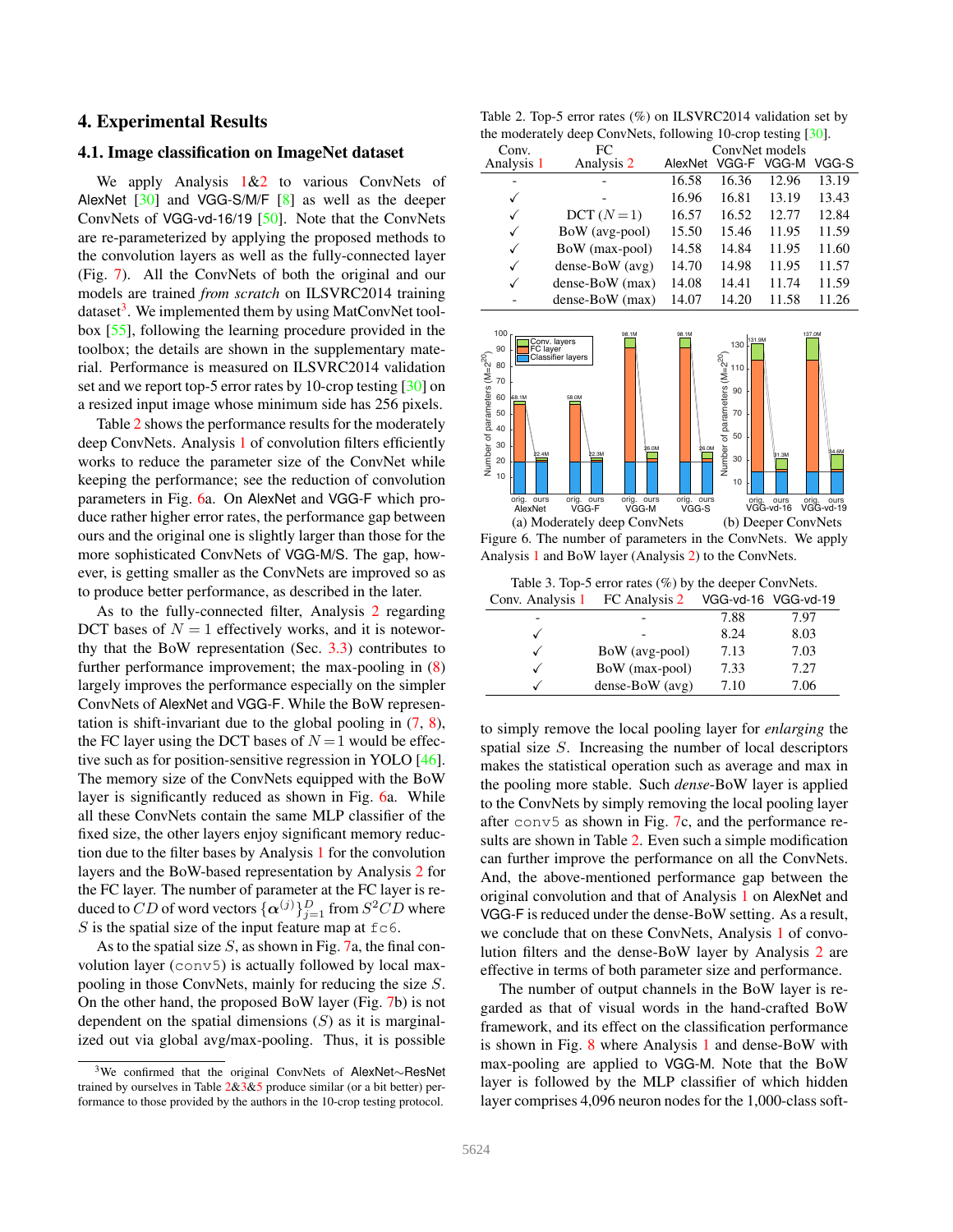## 4. Experimental Results

### 4.1. Image classification on ImageNet dataset

We apply Analysis 1&2 to various ConvNets of AlexNet [30] and VGG-S/M/F [8] as well as the deeper ConvNets of VGG-vd-16/19 [50]. Note that the ConvNets are re-parameterized by applying the proposed methods to the convolution layers as well as the fully-connected layer (Fig. 7). All the ConvNets of both the original and our models are trained *from scratch* on ILSVRC2014 training dataset[3]. We implemented them by using MatConvNet toolbox [55], following the learning procedure provided in the toolbox; the details are shown in the supplementary material. Performance is measured on ILSVRC2014 validation set and we report top-5 error rates by 10-crop testing [30] on a resized input image whose minimum side has 256 pixels.

Table 2 shows the performance results for the moderately deep ConvNets. Analysis 1 of convolution filters efficiently works to reduce the parameter size of the ConvNet while keeping the performance; see the reduction of convolution parameters in Fig. 6a. On AlexNet and VGG-F which produce rather higher error rates, the performance gap between ours and the original one is slightly larger than those for the more sophisticated ConvNets of VGG-M/S. The gap, however, is getting smaller as the ConvNets are improved so as to produce better performance, as described in the later.

As to the fully-connected filter, Analysis 2 regarding DCT bases of $N=1$ effectively works, and it is noteworthy that the BoW representation (Sec. 3.3) contributes to further performance improvement; the max-pooling in (8) largely improves the performance especially on the simpler ConvNets of AlexNet and VGG-F. While the BoW representation is shift-invariant due to the global pooling in (7, 8), the FC layer using the DCT bases of $N=1$ would be effective such as for position-sensitive regression in YOLO [46]. The memory size of the ConvNets equipped with the BoW layer is significantly reduced as shown in Fig. 6a. While all these ConvNets contain the same MLP classifier of the fixed size, the other layers enjoy significant memory reduction due to the filter bases by Analysis 1 for the convolution layers and the BoW-based representation by Analysis 2 for the FC layer. The number of parameter at the FC layer is reduced to $CD$ of word vectors $\{\boldsymbol{\alpha}^{(j)}\}_{j=1}^{D}$ from $S^2CD$ where $S$ is the spatial size of the input feature map at `fc6`.

As to the spatial size $S$, as shown in Fig. 7a, the final convolution layer (`conv5`) is actually followed by local max-pooling in those ConvNets, mainly for reducing the size $S$. On the other hand, the proposed BoW layer (Fig. 7b) is not dependent on the spatial dimensions ($S$) as it is marginalized out via global avg/max-pooling. Thus, it is possible to simply remove the local pooling layer for *enlarging* the spatial size $S$. Increasing the number of local descriptors makes the statistical operation such as average and max in the pooling more stable. Such *dense*-BoW layer is applied to the ConvNets by simply removing the local pooling layer after `conv5` as shown in Fig. 7c, and the performance results are shown in Table 2. Even such a simple modification can further improve the performance on all the ConvNets. And, the above-mentioned performance gap between the original convolution and that of Analysis 1 on AlexNet and VGG-F is reduced under the dense-BoW setting. As a result, we conclude that on these ConvNets, Analysis 1 of convolution filters and the dense-BoW layer by Analysis 2 are effective in terms of both parameter size and performance.

The number of output channels in the BoW layer is regarded as that of visual words in the hand-crafted BoW framework, and its effect on the classification performance is shown in Fig. 8 where Analysis 1 and dense-BoW with max-pooling are applied to VGG-M. Note that the BoW layer is followed by the MLP classifier of which hidden layer comprises 4,096 neuron nodes for the 1,000-class soft-

[3] We confirmed that the original ConvNets of AlexNet~ResNet trained by ourselves in Table 2&3&5 produce similar (or a bit better) performance to those provided by the authors in the 10-crop testing protocol.

Table 2. Top-5 error rates (%) on ILSVRC2014 validation set by the moderately deep ConvNets, following 10-crop testing [30].

| Conv. Analysis 1 | FC Analysis 2 | AlexNet | VGG-F | VGG-M | VGG-S |
|---|---|---|---|---|---|
| - | - | 16.58 | 16.36 | 12.96 | 13.19 |
| ✓ | - | 16.96 | 16.81 | 13.19 | 13.43 |
| ✓ | DCT ($N=1$) | 16.57 | 16.52 | 12.77 | 12.84 |
| ✓ | BoW (avg-pool) | 15.50 | 15.46 | 11.95 | 11.59 |
| ✓ | BoW (max-pool) | 14.58 | 14.84 | 11.95 | 11.60 |
| ✓ | dense-BoW (avg) | 14.70 | 14.98 | 11.95 | 11.57 |
| ✓ | dense-BoW (max) | 14.08 | 14.41 | 11.74 | 11.59 |
| - | dense-BoW (max) | 14.07 | 14.20 | 11.58 | 11.26 |

(a) Moderately deep ConvNets (b) Deeper ConvNets

Figure 6. The number of parameters in the ConvNets. We apply Analysis 1 and BoW layer (Analysis 2) to the ConvNets.

Table 3. Top-5 error rates (%) by the deeper ConvNets.

| Conv. Analysis 1 | FC Analysis 2 | VGG-vd-16 | VGG-vd-19 |
|---|---|---|---|
| - | - | 7.88 | 7.97 |
| ✓ | - | 8.24 | 8.03 |
| ✓ | BoW (avg-pool) | 7.13 | 7.03 |
| ✓ | BoW (max-pool) | 7.33 | 7.27 |
| ✓ | dense-BoW (avg) | 7.10 | 7.06 |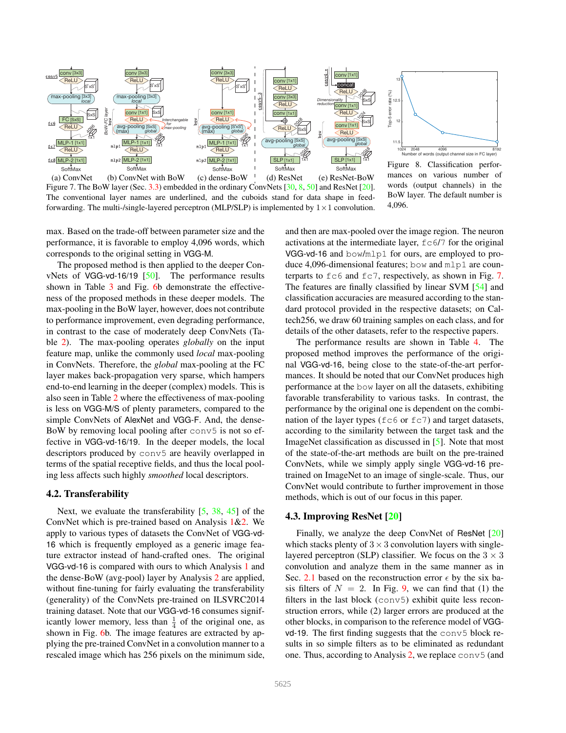(a) ConvNet (b) ConvNet with BoW (c) dense-BoW (d) ResNet (e) ResNet-BoW

Figure 7. The BoW layer (Sec. 3.3) embedded in the ordinary ConvNets [30, 8, 50] and ResNet [20]. The conventional layer names are underlined, and the cuboids stand for data shape in feed-forwarding. The multi-/single-layered perceptron (MLP/SLP) is implemented by $1 \times 1$ convolution.

Figure 8. Classification performances on various number of words (output channels) in the BoW layer. The default number is 4,096.

max. Based on the trade-off between parameter size and the performance, it is favorable to employ 4,096 words, which corresponds to the original setting in VGG-M.

The proposed method is then applied to the deeper ConvNets of VGG-vd-16/19 [50]. The performance results shown in Table 3 and Fig. 6b demonstrate the effectiveness of the proposed methods in these deeper models. The max-pooling in the BoW layer, however, does not contribute to performance improvement, even degrading performance, in contrast to the case of moderately deep ConvNets (Table 2). The max-pooling operates *globally* on the input feature map, unlike the commonly used *local* max-pooling in ConvNets. Therefore, the *global* max-pooling at the FC layer makes back-propagation very sparse, which hampers end-to-end learning in the deeper (complex) models. This is also seen in Table 2 where the effectiveness of max-pooling is less on VGG-M/S of plenty parameters, compared to the simple ConvNets of AlexNet and VGG-F. And, the dense-BoW by removing local pooling after conv5 is not so effective in VGG-vd-16/19. In the deeper models, the local descriptors produced by conv5 are heavily overlapped in terms of the spatial receptive fields, and thus the local pooling less affects such highly *smoothed* local descriptors.

## 4.2. Transferability

Next, we evaluate the transferability [5, 38, 45] of the ConvNet which is pre-trained based on Analysis 1&2. We apply to various types of datasets the ConvNet of VGG-vd-16 which is frequently employed as a generic image feature extractor instead of hand-crafted ones. The original VGG-vd-16 is compared with ours to which Analysis 1 and the dense-BoW (avg-pool) layer by Analysis 2 are applied, without fine-tuning for fairly evaluating the transferability (generality) of the ConvNets pre-trained on ILSVRC2014 training dataset. Note that our VGG-vd-16 consumes significantly lower memory, less than $\frac{1}{4}$ of the original one, as shown in Fig. 6b. The image features are extracted by applying the pre-trained ConvNet in a convolution manner to a rescaled image which has 256 pixels on the minimum side, and then are max-pooled over the image region. The neuron activations at the intermediate layer, fc6/7 for the original VGG-vd-16 and bow/mlp1 for ours, are employed to produce 4,096-dimensional features; bow and mlp1 are counterparts to fc6 and fc7, respectively, as shown in Fig. 7. The features are finally classified by linear SVM [54] and classification accuracies are measured according to the standard protocol provided in the respective datasets; on Caltech256, we draw 60 training samples on each class, and for details of the other datasets, refer to the respective papers.

The performance results are shown in Table 4. The proposed method improves the performance of the original VGG-vd-16, being close to the state-of-the-art performances. It should be noted that our ConvNet produces high performance at the bow layer on all the datasets, exhibiting favorable transferability to various tasks. In contrast, the performance by the original one is dependent on the combination of the layer types (fc6 or fc7) and target datasets, according to the similarity between the target task and the ImageNet classification as discussed in [5]. Note that most of the state-of-the-art methods are built on the pre-trained ConvNets, while we simply apply single VGG-vd-16 pre-trained on ImageNet to an image of single-scale. Thus, our ConvNet would contribute to further improvement in those methods, which is out of our focus in this paper.

## 4.3. Improving ResNet [20]

Finally, we analyze the deep ConvNet of ResNet [20] which stacks plenty of $3 \times 3$ convolution layers with single-layered perceptron (SLP) classifier. We focus on the $3 \times 3$ convolution and analyze them in the same manner as in Sec. 2.1 based on the reconstruction error $\epsilon$ by the six basis filters of $N = 2$. In Fig. 9, we can find that (1) the filters in the last block (conv5) exhibit quite less reconstruction errors, while (2) larger errors are produced at the other blocks, in comparison to the reference model of VGG-vd-19. The first finding suggests that the conv5 block results in so simple filters as to be eliminated as redundant one. Thus, according to Analysis 2, we replace conv5 (and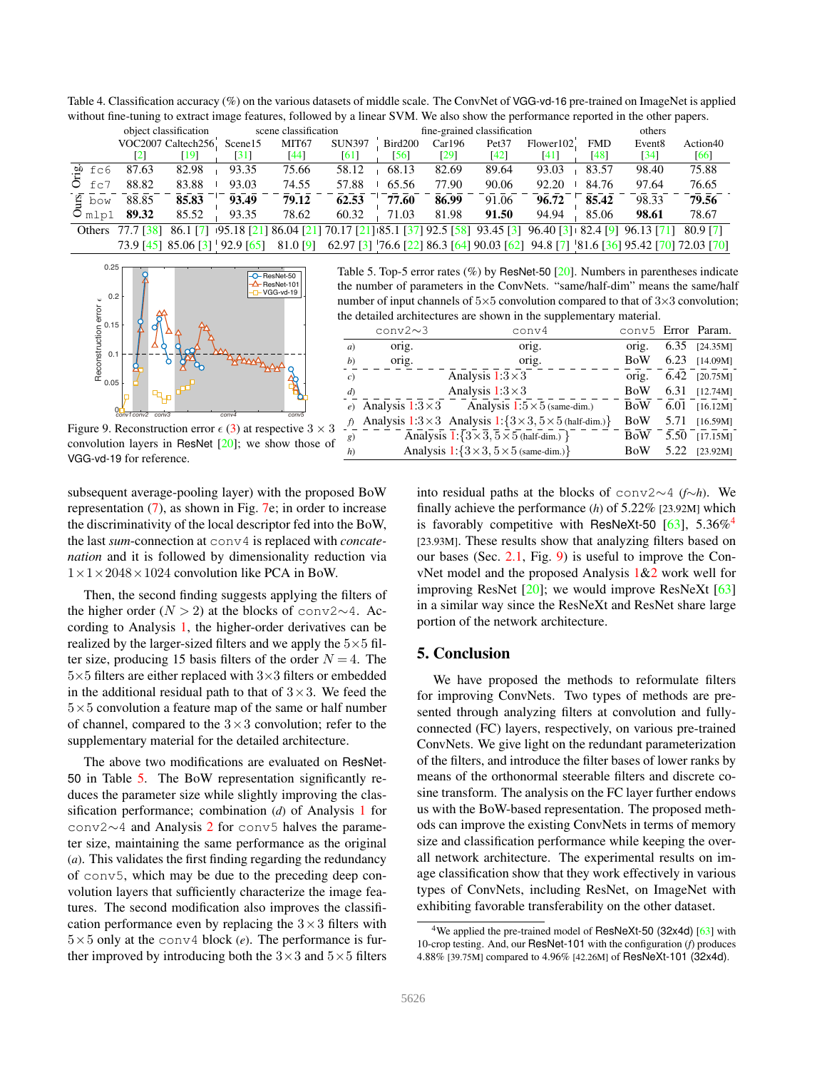Table 4. Classification accuracy (%) on the various datasets of middle scale. The ConvNet of VGG-vd-16 pre-trained on ImageNet is applied without fine-tuning to extract image features, followed by a linear SVM. We also show the performance reported in the other papers.

| | | object classification | | scene classification | | | fine-grained classification | | | | | others | |
|---|---|---|---|---|---|---|---|---|---|---|---|---|---|
| | | VOC2007 [2] | Caltech256 [19] | Scene15 [31] | MIT67 [44] | SUN397 [61] | Bird200 [56] | Car196 [29] | Pet37 [42] | Flower102 [41] | FMD [48] | Event8 [34] | Action40 [66] |
| Orig. | fc6 | 87.63 | 82.98 | 93.35 | 75.66 | 58.12 | 68.13 | 82.69 | 89.64 | 93.03 | 83.57 | 98.40 | 75.88 |
| Orig. | fc7 | 88.82 | 83.88 | 93.03 | 74.55 | 57.88 | 65.56 | 77.90 | 90.06 | 92.20 | 84.76 | 97.64 | 76.65 |
| Ours | bow | 88.85 | **85.83** | **93.49** | **79.12** | **62.53** | **77.60** | **86.99** | 91.06 | **96.72** | **85.42** | 98.33 | **79.56** |
| Ours | mlp1 | **89.32** | 85.52 | 93.35 | 78.62 | 60.32 | 71.03 | 81.98 | **91.50** | 94.94 | 85.06 | **98.61** | 78.67 |
| Others | | 77.7 [38] | 86.1 [7] | 95.18 [21] | 86.04 [21] | 70.17 [21] | 85.1 [37] | 92.5 [58] | 93.45 [3] | 96.40 [3] | 82.4 [9] | 96.13 [71] | 80.9 [7] |
| | | 73.9 [45] | 85.06 [3] | 92.9 [65] | 81.0 [9] | 62.97 [3] | 76.6 [22] | 86.3 [64] | 90.03 [62] | 94.8 [7] | 81.6 [36] | 95.42 [70] | 72.03 [70] |

Figure 9. Reconstruction error $\epsilon$ (3) at respective $3 \times 3$ convolution layers in ResNet [20]; we show those of VGG-vd-19 for reference.

Table 5. Top-5 error rates (%) by ResNet-50 [20]. Numbers in parentheses indicate the number of parameters in the ConvNets. "same/half-dim" means the same/half number of input channels of $5\times5$ convolution compared to that of $3\times3$ convolution; the detailed architectures are shown in the supplementary material.

| | conv2∼3 | conv4 | conv5 | Error | Param. |
|---|---|---|---|---|---|
| *a)* | orig. | orig. | orig. | 6.35 | [24.35M] |
| *b)* | orig. | orig. | BoW | 6.23 | [14.09M] |
| *c)* | Analysis 1:$3\times3$ | Analysis 1:$3\times3$ | orig. | 6.42 | [20.75M] |
| *d)* | Analysis 1:$3\times3$ | Analysis 1:$3\times3$ | BoW | 6.31 | [12.74M] |
| *e)* | Analysis 1:$3\times3$ | Analysis 1:$5\times5$ (same-dim.) | BoW | 6.01 | [16.12M] |
| *f)* | Analysis 1:$3\times3$ | Analysis 1:{$3\times3, 5\times5$ (half-dim.)} | BoW | 5.71 | [16.59M] |
| *g)* | Analysis 1:{$3\times3, 5\times5$ (half-dim.)} | Analysis 1:{$3\times3, 5\times5$ (half-dim.)} | BoW | 5.50 | [17.15M] |
| *h)* | Analysis 1:{$3\times3, 5\times5$ (same-dim.)} | Analysis 1:{$3\times3, 5\times5$ (same-dim.)} | BoW | 5.22 | [23.92M] |

subsequent average-pooling layer) with the proposed BoW representation (7), as shown in Fig. 7e; in order to increase the discriminativity of the local descriptor fed into the BoW, the last *sum*-connection at conv4 is replaced with *concatenation* and it is followed by dimensionality reduction via $1\times1\times2048\times1024$ convolution like PCA in BoW.

Then, the second finding suggests applying the filters of the higher order ($N > 2$) at the blocks of conv2∼4. According to Analysis 1, the higher-order derivatives can be realized by the larger-sized filters and we apply the $5\times5$ filter size, producing 15 basis filters of the order $N = 4$. The $5\times5$ filters are either replaced with $3\times3$ filters or embedded in the additional residual path to that of $3\times3$. We feed the $5\times5$ convolution a feature map of the same or half number of channel, compared to the $3\times3$ convolution; refer to the supplementary material for the detailed architecture.

The above two modifications are evaluated on ResNet-50 in Table 5. The BoW representation significantly reduces the parameter size while slightly improving the classification performance; combination (*d*) of Analysis 1 for conv2∼4 and Analysis 2 for conv5 halves the parameter size, maintaining the same performance as the original (*a*). This validates the first finding regarding the redundancy of conv5, which may be due to the preceding deep convolution layers that sufficiently characterize the image features. The second modification also improves the classification performance even by replacing the $3\times3$ filters with $5\times5$ only at the conv4 block (*e*). The performance is further improved by introducing both the $3\times3$ and $5\times5$ filters into residual paths at the blocks of conv2∼4 (*f*∼*h*). We finally achieve the performance (*h*) of 5.22% [23.92M] which is favorably competitive with ResNeXt-50 [63], 5.36%[4] [23.93M]. These results show that analyzing filters based on our bases (Sec. 2.1, Fig. 9) is useful to improve the ConvNet model and the proposed Analysis 1&2 work well for improving ResNet [20]; we would improve ResNeXt [63] in a similar way since the ResNeXt and ResNet share large portion of the network architecture.

## 5. Conclusion

We have proposed the methods to reformulate filters for improving ConvNets. Two types of methods are presented through analyzing filters at convolution and fully-connected (FC) layers, respectively, on various pre-trained ConvNets. We give light on the redundant parameterization of the filters, and introduce the filter bases of lower ranks by means of the orthonormal steerable filters and discrete cosine transform. The analysis on the FC layer further endows us with the BoW-based representation. The proposed methods can improve the existing ConvNets in terms of memory size and classification performance while keeping the overall network architecture. The experimental results on image classification show that they work effectively in various types of ConvNets, including ResNet, on ImageNet with exhibiting favorable transferability on the other dataset.

[4]We applied the pre-trained model of ResNeXt-50 (32x4d) [63] with 10-crop testing. And, our ResNet-101 with the configuration (*f*) produces 4.88% [39.75M] compared to 4.96% [42.26M] of ResNeXt-101 (32x4d).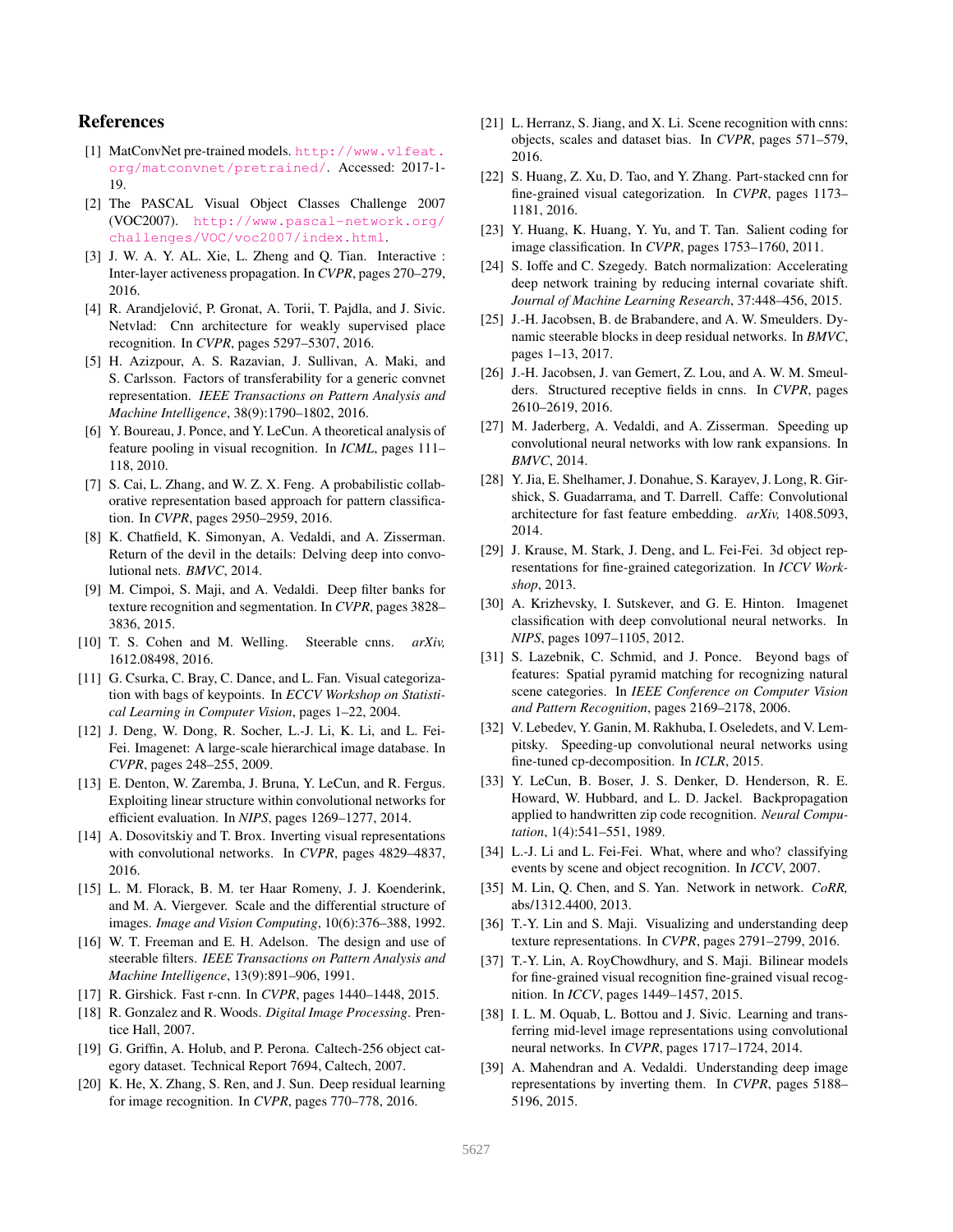## References

[1] MatConvNet pre-trained models. http://www.vlfeat.org/matconvnet/pretrained/. Accessed: 2017-1-19.

[2] The PASCAL Visual Object Classes Challenge 2007 (VOC2007). http://www.pascal-network.org/challenges/VOC/voc2007/index.html.

[3] J. W. A. Y. AL. Xie, L. Zheng and Q. Tian. Interactive : Inter-layer activeness propagation. In *CVPR*, pages 270–279, 2016.

[4] R. Arandjelović, P. Gronat, A. Torii, T. Pajdla, and J. Sivic. Netvlad: Cnn architecture for weakly supervised place recognition. In *CVPR*, pages 5297–5307, 2016.

[5] H. Azizpour, A. S. Razavian, J. Sullivan, A. Maki, and S. Carlsson. Factors of transferability for a generic convnet representation. *IEEE Transactions on Pattern Analysis and Machine Intelligence*, 38(9):1790–1802, 2016.

[6] Y. Boureau, J. Ponce, and Y. LeCun. A theoretical analysis of feature pooling in visual recognition. In *ICML*, pages 111–118, 2010.

[7] S. Cai, L. Zhang, and W. Z. X. Feng. A probabilistic collaborative representation based approach for pattern classification. In *CVPR*, pages 2950–2959, 2016.

[8] K. Chatfield, K. Simonyan, A. Vedaldi, and A. Zisserman. Return of the devil in the details: Delving deep into convolutional nets. *BMVC*, 2014.

[9] M. Cimpoi, S. Maji, and A. Vedaldi. Deep filter banks for texture recognition and segmentation. In *CVPR*, pages 3828–3836, 2015.

[10] T. S. Cohen and M. Welling. Steerable cnns. *arXiv,* 1612.08498, 2016.

[11] G. Csurka, C. Bray, C. Dance, and L. Fan. Visual categorization with bags of keypoints. In *ECCV Workshop on Statistical Learning in Computer Vision*, pages 1–22, 2004.

[12] J. Deng, W. Dong, R. Socher, L.-J. Li, K. Li, and L. Fei-Fei. Imagenet: A large-scale hierarchical image database. In *CVPR*, pages 248–255, 2009.

[13] E. Denton, W. Zaremba, J. Bruna, Y. LeCun, and R. Fergus. Exploiting linear structure within convolutional networks for efficient evaluation. In *NIPS*, pages 1269–1277, 2014.

[14] A. Dosovitskiy and T. Brox. Inverting visual representations with convolutional networks. In *CVPR*, pages 4829–4837, 2016.

[15] L. M. Florack, B. M. ter Haar Romeny, J. J. Koenderink, and M. A. Viergever. Scale and the differential structure of images. *Image and Vision Computing*, 10(6):376–388, 1992.

[16] W. T. Freeman and E. H. Adelson. The design and use of steerable filters. *IEEE Transactions on Pattern Analysis and Machine Intelligence*, 13(9):891–906, 1991.

[17] R. Girshick. Fast r-cnn. In *CVPR*, pages 1440–1448, 2015.

[18] R. Gonzalez and R. Woods. *Digital Image Processing*. Prentice Hall, 2007.

[19] G. Griffin, A. Holub, and P. Perona. Caltech-256 object category dataset. Technical Report 7694, Caltech, 2007.

[20] K. He, X. Zhang, S. Ren, and J. Sun. Deep residual learning for image recognition. In *CVPR*, pages 770–778, 2016.

[21] L. Herranz, S. Jiang, and X. Li. Scene recognition with cnns: objects, scales and dataset bias. In *CVPR*, pages 571–579, 2016.

[22] S. Huang, Z. Xu, D. Tao, and Y. Zhang. Part-stacked cnn for fine-grained visual categorization. In *CVPR*, pages 1173–1181, 2016.

[23] Y. Huang, K. Huang, Y. Yu, and T. Tan. Salient coding for image classification. In *CVPR*, pages 1753–1760, 2011.

[24] S. Ioffe and C. Szegedy. Batch normalization: Accelerating deep network training by reducing internal covariate shift. *Journal of Machine Learning Research*, 37:448–456, 2015.

[25] J.-H. Jacobsen, B. de Brabandere, and A. W. Smeulders. Dynamic steerable blocks in deep residual networks. In *BMVC*, pages 1–13, 2017.

[26] J.-H. Jacobsen, J. van Gemert, Z. Lou, and A. W. M. Smeulders. Structured receptive fields in cnns. In *CVPR*, pages 2610–2619, 2016.

[27] M. Jaderberg, A. Vedaldi, and A. Zisserman. Speeding up convolutional neural networks with low rank expansions. In *BMVC*, 2014.

[28] Y. Jia, E. Shelhamer, J. Donahue, S. Karayev, J. Long, R. Girshick, S. Guadarrama, and T. Darrell. Caffe: Convolutional architecture for fast feature embedding. *arXiv,* 1408.5093, 2014.

[29] J. Krause, M. Stark, J. Deng, and L. Fei-Fei. 3d object representations for fine-grained categorization. In *ICCV Workshop*, 2013.

[30] A. Krizhevsky, I. Sutskever, and G. E. Hinton. Imagenet classification with deep convolutional neural networks. In *NIPS*, pages 1097–1105, 2012.

[31] S. Lazebnik, C. Schmid, and J. Ponce. Beyond bags of features: Spatial pyramid matching for recognizing natural scene categories. In *IEEE Conference on Computer Vision and Pattern Recognition*, pages 2169–2178, 2006.

[32] V. Lebedev, Y. Ganin, M. Rakhuba, I. Oseledets, and V. Lempitsky. Speeding-up convolutional neural networks using fine-tuned cp-decomposition. In *ICLR*, 2015.

[33] Y. LeCun, B. Boser, J. S. Denker, D. Henderson, R. E. Howard, W. Hubbard, and L. D. Jackel. Backpropagation applied to handwritten zip code recognition. *Neural Computation*, 1(4):541–551, 1989.

[34] L.-J. Li and L. Fei-Fei. What, where and who? classifying events by scene and object recognition. In *ICCV*, 2007.

[35] M. Lin, Q. Chen, and S. Yan. Network in network. *CoRR,* abs/1312.4400, 2013.

[36] T.-Y. Lin and S. Maji. Visualizing and understanding deep texture representations. In *CVPR*, pages 2791–2799, 2016.

[37] T.-Y. Lin, A. RoyChowdhury, and S. Maji. Bilinear models for fine-grained visual recognition fine-grained visual recognition. In *ICCV*, pages 1449–1457, 2015.

[38] I. L. M. Oquab, L. Bottou and J. Sivic. Learning and transferring mid-level image representations using convolutional neural networks. In *CVPR*, pages 1717–1724, 2014.

[39] A. Mahendran and A. Vedaldi. Understanding deep image representations by inverting them. In *CVPR*, pages 5188–5196, 2015.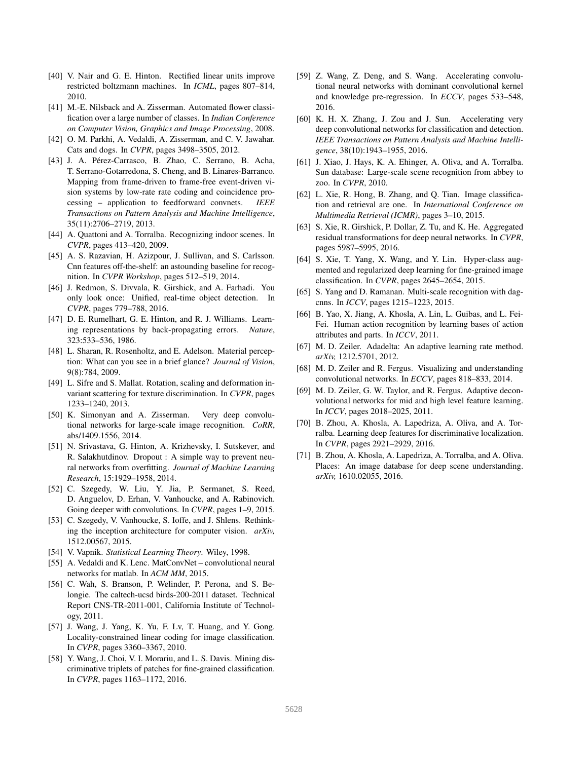[40] V. Nair and G. E. Hinton. Rectified linear units improve restricted boltzmann machines. In *ICML*, pages 807–814, 2010.

[41] M.-E. Nilsback and A. Zisserman. Automated flower classification over a large number of classes. In *Indian Conference on Computer Vision, Graphics and Image Processing*, 2008.

[42] O. M. Parkhi, A. Vedaldi, A. Zisserman, and C. V. Jawahar. Cats and dogs. In *CVPR*, pages 3498–3505, 2012.

[43] J. A. Pérez-Carrasco, B. Zhao, C. Serrano, B. Acha, T. Serrano-Gotarredona, S. Cheng, and B. Linares-Barranco. Mapping from frame-driven to frame-free event-driven vision systems by low-rate rate coding and coincidence processing – application to feedforward convnets. *IEEE Transactions on Pattern Analysis and Machine Intelligence*, 35(11):2706–2719, 2013.

[44] A. Quattoni and A. Torralba. Recognizing indoor scenes. In *CVPR*, pages 413–420, 2009.

[45] A. S. Razavian, H. Azizpour, J. Sullivan, and S. Carlsson. Cnn features off-the-shelf: an astounding baseline for recognition. In *CVPR Workshop*, pages 512–519, 2014.

[46] J. Redmon, S. Divvala, R. Girshick, and A. Farhadi. You only look once: Unified, real-time object detection. In *CVPR*, pages 779–788, 2016.

[47] D. E. Rumelhart, G. E. Hinton, and R. J. Williams. Learning representations by back-propagating errors. *Nature*, 323:533–536, 1986.

[48] L. Sharan, R. Rosenholtz, and E. Adelson. Material perception: What can you see in a brief glance? *Journal of Vision*, 9(8):784, 2009.

[49] L. Sifre and S. Mallat. Rotation, scaling and deformation invariant scattering for texture discrimination. In *CVPR*, pages 1233–1240, 2013.

[50] K. Simonyan and A. Zisserman. Very deep convolutional networks for large-scale image recognition. *CoRR*, abs/1409.1556, 2014.

[51] N. Srivastava, G. Hinton, A. Krizhevsky, I. Sutskever, and R. Salakhutdinov. Dropout : A simple way to prevent neural networks from overfitting. *Journal of Machine Learning Research*, 15:1929–1958, 2014.

[52] C. Szegedy, W. Liu, Y. Jia, P. Sermanet, S. Reed, D. Anguelov, D. Erhan, V. Vanhoucke, and A. Rabinovich. Going deeper with convolutions. In *CVPR*, pages 1–9, 2015.

[53] C. Szegedy, V. Vanhoucke, S. Ioffe, and J. Shlens. Rethinking the inception architecture for computer vision. *arXiv,* 1512.00567, 2015.

[54] V. Vapnik. *Statistical Learning Theory*. Wiley, 1998.

[55] A. Vedaldi and K. Lenc. MatConvNet – convolutional neural networks for matlab. In *ACM MM*, 2015.

[56] C. Wah, S. Branson, P. Welinder, P. Perona, and S. Belongie. The caltech-ucsd birds-200-2011 dataset. Technical Report CNS-TR-2011-001, California Institute of Technology, 2011.

[57] J. Wang, J. Yang, K. Yu, F. Lv, T. Huang, and Y. Gong. Locality-constrained linear coding for image classification. In *CVPR*, pages 3360–3367, 2010.

[58] Y. Wang, J. Choi, V. I. Morariu, and L. S. Davis. Mining discriminative triplets of patches for fine-grained classification. In *CVPR*, pages 1163–1172, 2016.

[59] Z. Wang, Z. Deng, and S. Wang. Accelerating convolutional neural networks with dominant convolutional kernel and knowledge pre-regression. In *ECCV*, pages 533–548, 2016.

[60] K. H. X. Zhang, J. Zou and J. Sun. Accelerating very deep convolutional networks for classification and detection. *IEEE Transactions on Pattern Analysis and Machine Intelligence*, 38(10):1943–1955, 2016.

[61] J. Xiao, J. Hays, K. A. Ehinger, A. Oliva, and A. Torralba. Sun database: Large-scale scene recognition from abbey to zoo. In *CVPR*, 2010.

[62] L. Xie, R. Hong, B. Zhang, and Q. Tian. Image classification and retrieval are one. In *International Conference on Multimedia Retrieval (ICMR)*, pages 3–10, 2015.

[63] S. Xie, R. Girshick, P. Dollar, Z. Tu, and K. He. Aggregated residual transformations for deep neural networks. In *CVPR*, pages 5987–5995, 2016.

[64] S. Xie, T. Yang, X. Wang, and Y. Lin. Hyper-class augmented and regularized deep learning for fine-grained image classification. In *CVPR*, pages 2645–2654, 2015.

[65] S. Yang and D. Ramanan. Multi-scale recognition with dagcnns. In *ICCV*, pages 1215–1223, 2015.

[66] B. Yao, X. Jiang, A. Khosla, A. Lin, L. Guibas, and L. Fei-Fei. Human action recognition by learning bases of action attributes and parts. In *ICCV*, 2011.

[67] M. D. Zeiler. Adadelta: An adaptive learning rate method. *arXiv,* 1212.5701, 2012.

[68] M. D. Zeiler and R. Fergus. Visualizing and understanding convolutional networks. In *ECCV*, pages 818–833, 2014.

[69] M. D. Zeiler, G. W. Taylor, and R. Fergus. Adaptive deconvolutional networks for mid and high level feature learning. In *ICCV*, pages 2018–2025, 2011.

[70] B. Zhou, A. Khosla, A. Lapedriza, A. Oliva, and A. Torralba. Learning deep features for discriminative localization. In *CVPR*, pages 2921–2929, 2016.

[71] B. Zhou, A. Khosla, A. Lapedriza, A. Torralba, and A. Oliva. Places: An image database for deep scene understanding. *arXiv,* 1610.02055, 2016.